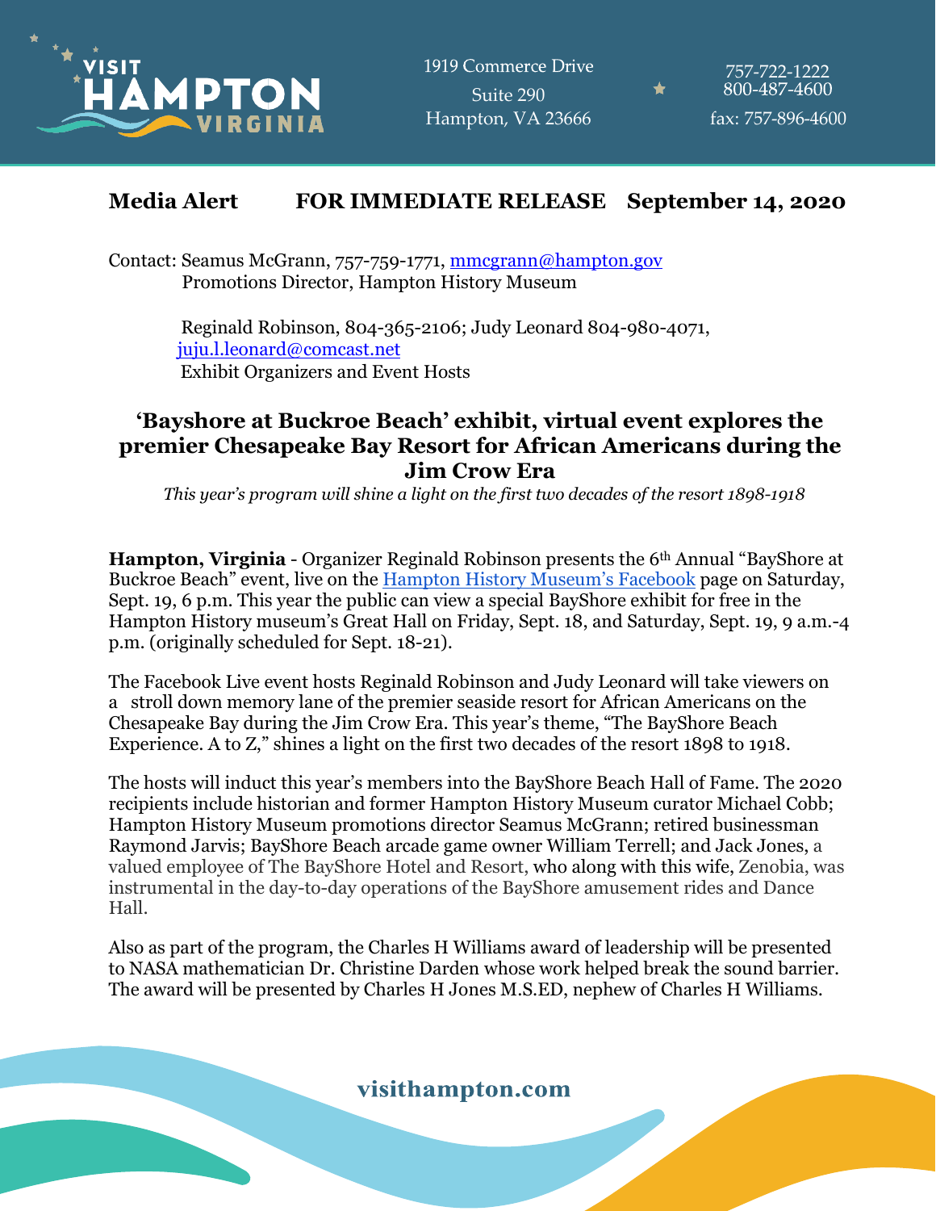VISIT HAMPTON VIRGINIA

1919 Commerce Drive
Suite 290
Hampton, VA 23666

757-722-1222
800-487-4600
fax: 757-896-4600

**Media Alert        FOR IMMEDIATE RELEASE    September 14, 2020**

Contact: Seamus McGrann, 757-759-1771, mmcgrann@hampton.gov
Promotions Director, Hampton History Museum

Reginald Robinson, 804-365-2106; Judy Leonard 804-980-4071, juju.l.leonard@comcast.net
Exhibit Organizers and Event Hosts

## 'Bayshore at Buckroe Beach' exhibit, virtual event explores the premier Chesapeake Bay Resort for African Americans during the Jim Crow Era

*This year's program will shine a light on the first two decades of the resort 1898-1918*

**Hampton, Virginia** - Organizer Reginald Robinson presents the 6th Annual "BayShore at Buckroe Beach" event, live on the Hampton History Museum's Facebook page on Saturday, Sept. 19, 6 p.m. This year the public can view a special BayShore exhibit for free in the Hampton History museum's Great Hall on Friday, Sept. 18, and Saturday, Sept. 19, 9 a.m.-4 p.m. (originally scheduled for Sept. 18-21).

The Facebook Live event hosts Reginald Robinson and Judy Leonard will take viewers on a stroll down memory lane of the premier seaside resort for African Americans on the Chesapeake Bay during the Jim Crow Era. This year's theme, "The BayShore Beach Experience. A to Z," shines a light on the first two decades of the resort 1898 to 1918.

The hosts will induct this year's members into the BayShore Beach Hall of Fame. The 2020 recipients include historian and former Hampton History Museum curator Michael Cobb; Hampton History Museum promotions director Seamus McGrann; retired businessman Raymond Jarvis; BayShore Beach arcade game owner William Terrell; and Jack Jones, a valued employee of The BayShore Hotel and Resort, who along with this wife, Zenobia, was instrumental in the day-to-day operations of the BayShore amusement rides and Dance Hall.

Also as part of the program, the Charles H Williams award of leadership will be presented to NASA mathematician Dr. Christine Darden whose work helped break the sound barrier. The award will be presented by Charles H Jones M.S.ED, nephew of Charles H Williams.

visithampton.com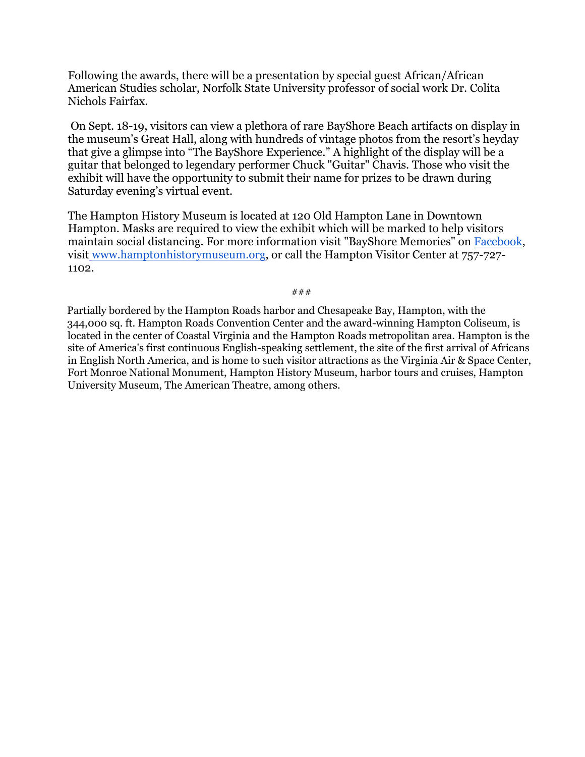Following the awards, there will be a presentation by special guest African/African American Studies scholar, Norfolk State University professor of social work Dr. Colita Nichols Fairfax.

On Sept. 18-19, visitors can view a plethora of rare BayShore Beach artifacts on display in the museum's Great Hall, along with hundreds of vintage photos from the resort's heyday that give a glimpse into "The BayShore Experience." A highlight of the display will be a guitar that belonged to legendary performer Chuck "Guitar" Chavis. Those who visit the exhibit will have the opportunity to submit their name for prizes to be drawn during Saturday evening's virtual event.

The Hampton History Museum is located at 120 Old Hampton Lane in Downtown Hampton. Masks are required to view the exhibit which will be marked to help visitors maintain social distancing. For more information visit "BayShore Memories" on Facebook, visit www.hamptonhistorymuseum.org, or call the Hampton Visitor Center at 757-727-1102.

###

Partially bordered by the Hampton Roads harbor and Chesapeake Bay, Hampton, with the 344,000 sq. ft. Hampton Roads Convention Center and the award-winning Hampton Coliseum, is located in the center of Coastal Virginia and the Hampton Roads metropolitan area. Hampton is the site of America's first continuous English-speaking settlement, the site of the first arrival of Africans in English North America, and is home to such visitor attractions as the Virginia Air & Space Center, Fort Monroe National Monument, Hampton History Museum, harbor tours and cruises, Hampton University Museum, The American Theatre, among others.